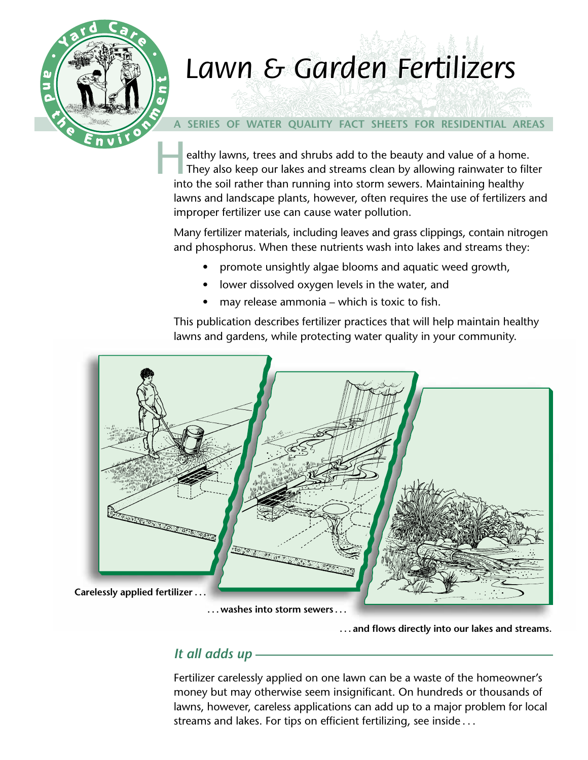# Lawn & Garden Fertilizers

Yard Care and the Environment

A SERIES OF WATER QUALITY FACT SHEETS FOR RESIDENTIAL AREAS

Healthy lawns, trees and shrubs add to the beauty and value of a home. They also keep our lakes and streams clean by allowing rainwater to filter into the soil rather than running into storm sewers. Maintaining healthy lawns and landscape plants, however, often requires the use of fertilizers and improper fertilizer use can cause water pollution.

Many fertilizer materials, including leaves and grass clippings, contain nitrogen and phosphorus. When these nutrients wash into lakes and streams they:

- promote unsightly algae blooms and aquatic weed growth,
- lower dissolved oxygen levels in the water, and
- may release ammonia – which is toxic to fish.

This publication describes fertilizer practices that will help maintain healthy lawns and gardens, while protecting water quality in your community.

**Carelessly applied fertilizer . . .**

**. . . washes into storm sewers . . .**

**. . . and flows directly into our lakes and streams.**

## *It all adds up*

Fertilizer carelessly applied on one lawn can be a waste of the homeowner's money but may otherwise seem insignificant. On hundreds or thousands of lawns, however, careless applications can add up to a major problem for local streams and lakes. For tips on efficient fertilizing, see inside . . .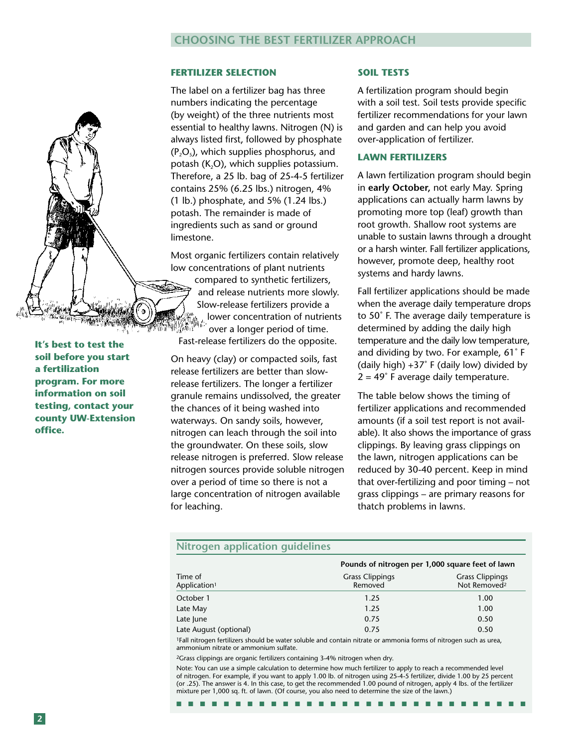## CHOOSING THE BEST FERTILIZER APPROACH

**It's best to test the soil before you start a fertilization program. For more information on soil testing, contact your county UW-Extension office.**

### FERTILIZER SELECTION

The label on a fertilizer bag has three numbers indicating the percentage (by weight) of the three nutrients most essential to healthy lawns. Nitrogen (N) is always listed first, followed by phosphate ($P_2O_5$), which supplies phosphorus, and potash ($K_2O$), which supplies potassium. Therefore, a 25 lb. bag of 25-4-5 fertilizer contains 25% (6.25 lbs.) nitrogen, 4% (1 lb.) phosphate, and 5% (1.24 lbs.) potash. The remainder is made of ingredients such as sand or ground limestone.

Most organic fertilizers contain relatively low concentrations of plant nutrients compared to synthetic fertilizers, and release nutrients more slowly. Slow-release fertilizers provide a lower concentration of nutrients over a longer period of time. Fast-release fertilizers do the opposite.

On heavy (clay) or compacted soils, fast release fertilizers are better than slow-release fertilizers. The longer a fertilizer granule remains undissolved, the greater the chances of it being washed into waterways. On sandy soils, however, nitrogen can leach through the soil into the groundwater. On these soils, slow release nitrogen is preferred. Slow release nitrogen sources provide soluble nitrogen over a period of time so there is not a large concentration of nitrogen available for leaching.

### SOIL TESTS

A fertilization program should begin with a soil test. Soil tests provide specific fertilizer recommendations for your lawn and garden and can help you avoid over-application of fertilizer.

### LAWN FERTILIZERS

A lawn fertilization program should begin in **early October,** not early May. Spring applications can actually harm lawns by promoting more top (leaf) growth than root growth. Shallow root systems are unable to sustain lawns through a drought or a harsh winter. Fall fertilizer applications, however, promote deep, healthy root systems and hardy lawns.

Fall fertilizer applications should be made when the average daily temperature drops to 50˚ F. The average daily temperature is determined by adding the daily high temperature and the daily low temperature, and dividing by two. For example, 61˚ F (daily high) +37˚ F (daily low) divided by 2 = 49˚ F average daily temperature.

The table below shows the timing of fertilizer applications and recommended amounts (if a soil test report is not available). It also shows the importance of grass clippings. By leaving grass clippings on the lawn, nitrogen applications can be reduced by 30-40 percent. Keep in mind that over-fertilizing and poor timing – not grass clippings – are primary reasons for thatch problems in lawns.

#### Nitrogen application guidelines

| | Pounds of nitrogen per 1,000 square feet of lawn | |
|---|---|---|
| Time of Application[1] | Grass Clippings Removed | Grass Clippings Not Removed[2] |
| October 1 | 1.25 | 1.00 |
| Late May | 1.25 | 1.00 |
| Late June | 0.75 | 0.50 |
| Late August (optional) | 0.75 | 0.50 |

[1]Fall nitrogen fertilizers should be water soluble and contain nitrate or ammonia forms of nitrogen such as urea, ammonium nitrate or ammonium sulfate.

[2]Grass clippings are organic fertilizers containing 3-4% nitrogen when dry.

Note: You can use a simple calculation to determine how much fertilizer to apply to reach a recommended level of nitrogen. For example, if you want to apply 1.00 lb. of nitrogen using 25-4-5 fertilizer, divide 1.00 by 25 percent (or .25). The answer is 4. In this case, to get the recommended 1.00 pound of nitrogen, apply 4 lbs. of the fertilizer mixture per 1,000 sq. ft. of lawn. (Of course, you also need to determine the size of the lawn.)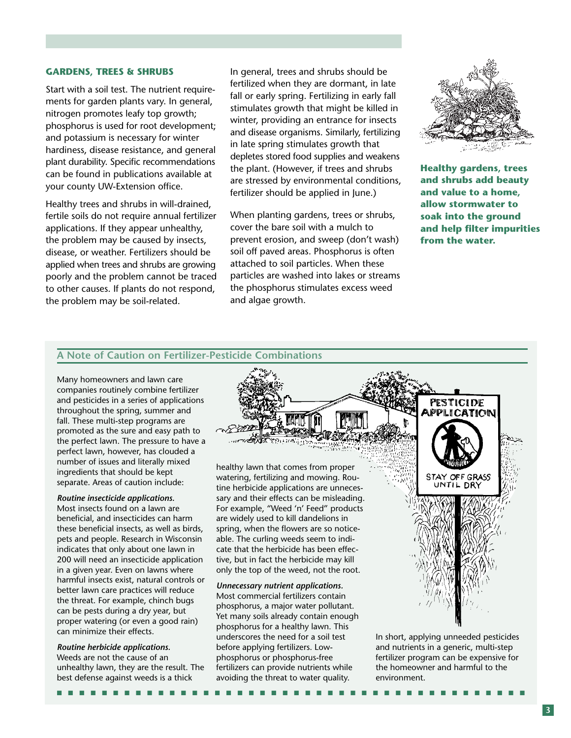## GARDENS, TREES & SHRUBS

Start with a soil test. The nutrient requirements for garden plants vary. In general, nitrogen promotes leafy top growth; phosphorus is used for root development; and potassium is necessary for winter hardiness, disease resistance, and general plant durability. Specific recommendations can be found in publications available at your county UW-Extension office.

Healthy trees and shrubs in will-drained, fertile soils do not require annual fertilizer applications. If they appear unhealthy, the problem may be caused by insects, disease, or weather. Fertilizers should be applied when trees and shrubs are growing poorly and the problem cannot be traced to other causes. If plants do not respond, the problem may be soil-related.

In general, trees and shrubs should be fertilized when they are dormant, in late fall or early spring. Fertilizing in early fall stimulates growth that might be killed in winter, providing an entrance for insects and disease organisms. Similarly, fertilizing in late spring stimulates growth that depletes stored food supplies and weakens the plant. (However, if trees and shrubs are stressed by environmental conditions, fertilizer should be applied in June.)

When planting gardens, trees or shrubs, cover the bare soil with a mulch to prevent erosion, and sweep (don't wash) soil off paved areas. Phosphorus is often attached to soil particles. When these particles are washed into lakes or streams the phosphorus stimulates excess weed and algae growth.

**Healthy gardens, trees and shrubs add beauty and value to a home, allow stormwater to soak into the ground and help filter impurities from the water.**

## A Note of Caution on Fertilizer-Pesticide Combinations

Many homeowners and lawn care companies routinely combine fertilizer and pesticides in a series of applications throughout the spring, summer and fall. These multi-step programs are promoted as the sure and easy path to the perfect lawn. The pressure to have a perfect lawn, however, has clouded a number of issues and literally mixed ingredients that should be kept separate. Areas of caution include:

***Routine insecticide applications.*** Most insects found on a lawn are beneficial, and insecticides can harm these beneficial insects, as well as birds, pets and people. Research in Wisconsin indicates that only about one lawn in 200 will need an insecticide application in a given year. Even on lawns where harmful insects exist, natural controls or better lawn care practices will reduce the threat. For example, chinch bugs can be pests during a dry year, but proper watering (or even a good rain) can minimize their effects.

***Routine herbicide applications.*** Weeds are not the cause of an unhealthy lawn, they are the result. The best defense against weeds is a thick healthy lawn that comes from proper watering, fertilizing and mowing. Routine herbicide applications are unnecessary and their effects can be misleading. For example, "Weed 'n' Feed" products are widely used to kill dandelions in spring, when the flowers are so noticeable. The curling weeds seem to indicate that the herbicide has been effective, but in fact the herbicide may kill only the top of the weed, not the root.

***Unnecessary nutrient applications.*** Most commercial fertilizers contain phosphorus, a major water pollutant. Yet many soils already contain enough phosphorus for a healthy lawn. This underscores the need for a soil test before applying fertilizers. Low-phosphorus or phosphorus-free fertilizers can provide nutrients while avoiding the threat to water quality.

In short, applying unneeded pesticides and nutrients in a generic, multi-step fertilizer program can be expensive for the homeowner and harmful to the environment.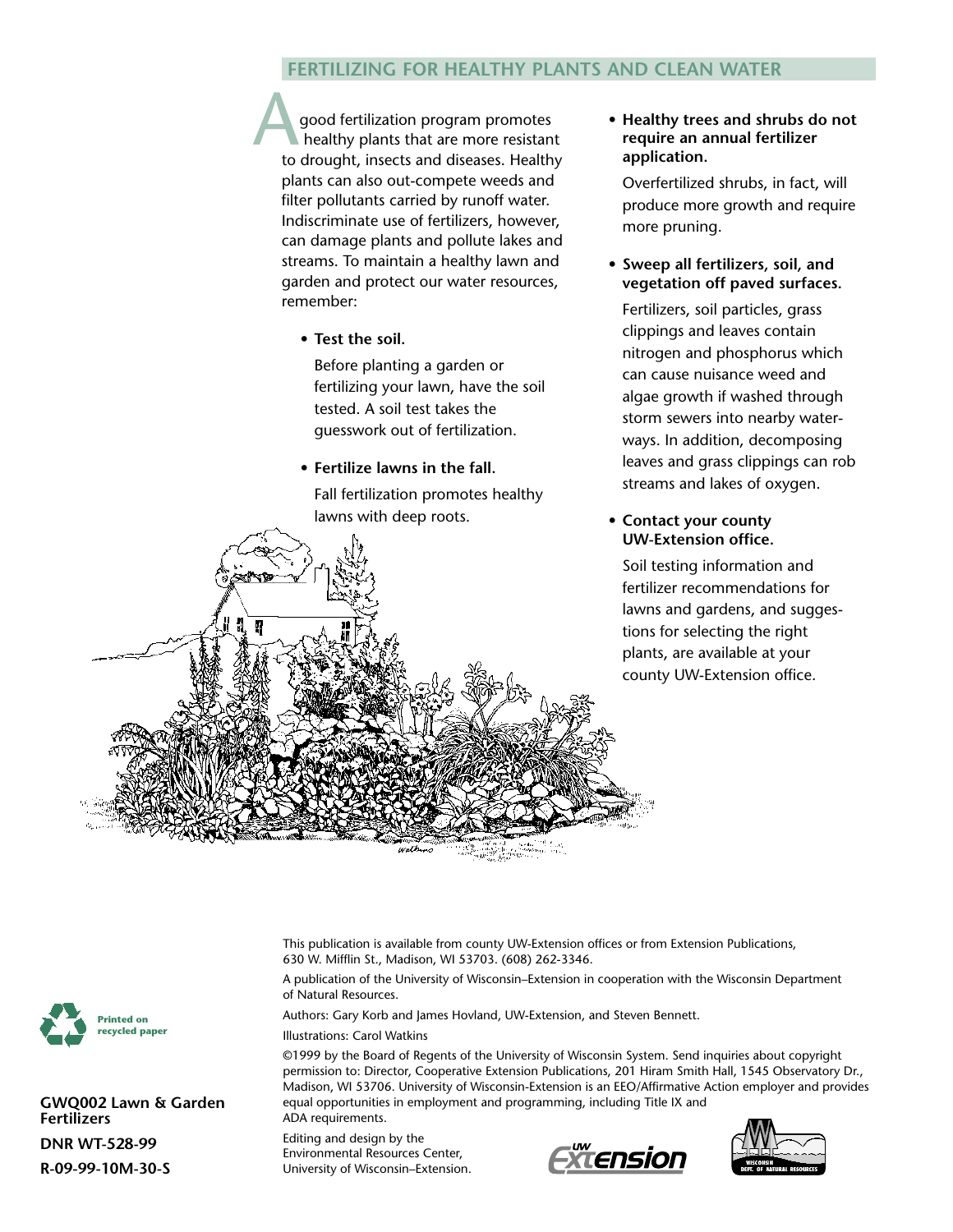## FERTILIZING FOR HEALTHY PLANTS AND CLEAN WATER

A good fertilization program promotes healthy plants that are more resistant to drought, insects and diseases. Healthy plants can also out-compete weeds and filter pollutants carried by runoff water. Indiscriminate use of fertilizers, however, can damage plants and pollute lakes and streams. To maintain a healthy lawn and garden and protect our water resources, remember:

- **Test the soil.**

  Before planting a garden or fertilizing your lawn, have the soil tested. A soil test takes the guesswork out of fertilization.

- **Fertilize lawns in the fall.**

  Fall fertilization promotes healthy lawns with deep roots.

- **Healthy trees and shrubs do not require an annual fertilizer application.**

  Overfertilized shrubs, in fact, will produce more growth and require more pruning.

- **Sweep all fertilizers, soil, and vegetation off paved surfaces.**

  Fertilizers, soil particles, grass clippings and leaves contain nitrogen and phosphorus which can cause nuisance weed and algae growth if washed through storm sewers into nearby waterways. In addition, decomposing leaves and grass clippings can rob streams and lakes of oxygen.

- **Contact your county UW-Extension office.**

  Soil testing information and fertilizer recommendations for lawns and gardens, and suggestions for selecting the right plants, are available at your county UW-Extension office.

This publication is available from county UW-Extension offices or from Extension Publications, 630 W. Mifflin St., Madison, WI 53703. (608) 262-3346.

A publication of the University of Wisconsin–Extension in cooperation with the Wisconsin Department of Natural Resources.

Authors: Gary Korb and James Hovland, UW-Extension, and Steven Bennett.

Illustrations: Carol Watkins

©1999 by the Board of Regents of the University of Wisconsin System. Send inquiries about copyright permission to: Director, Cooperative Extension Publications, 201 Hiram Smith Hall, 1545 Observatory Dr., Madison, WI 53706. University of Wisconsin-Extension is an EEO/Affirmative Action employer and provides equal opportunities in employment and programming, including Title IX and ADA requirements.

Editing and design by the Environmental Resources Center, University of Wisconsin–Extension.

Printed on recycled paper

**GWQ002 Lawn & Garden Fertilizers**

**DNR WT-528-99**

**R-09-99-10M-30-S**